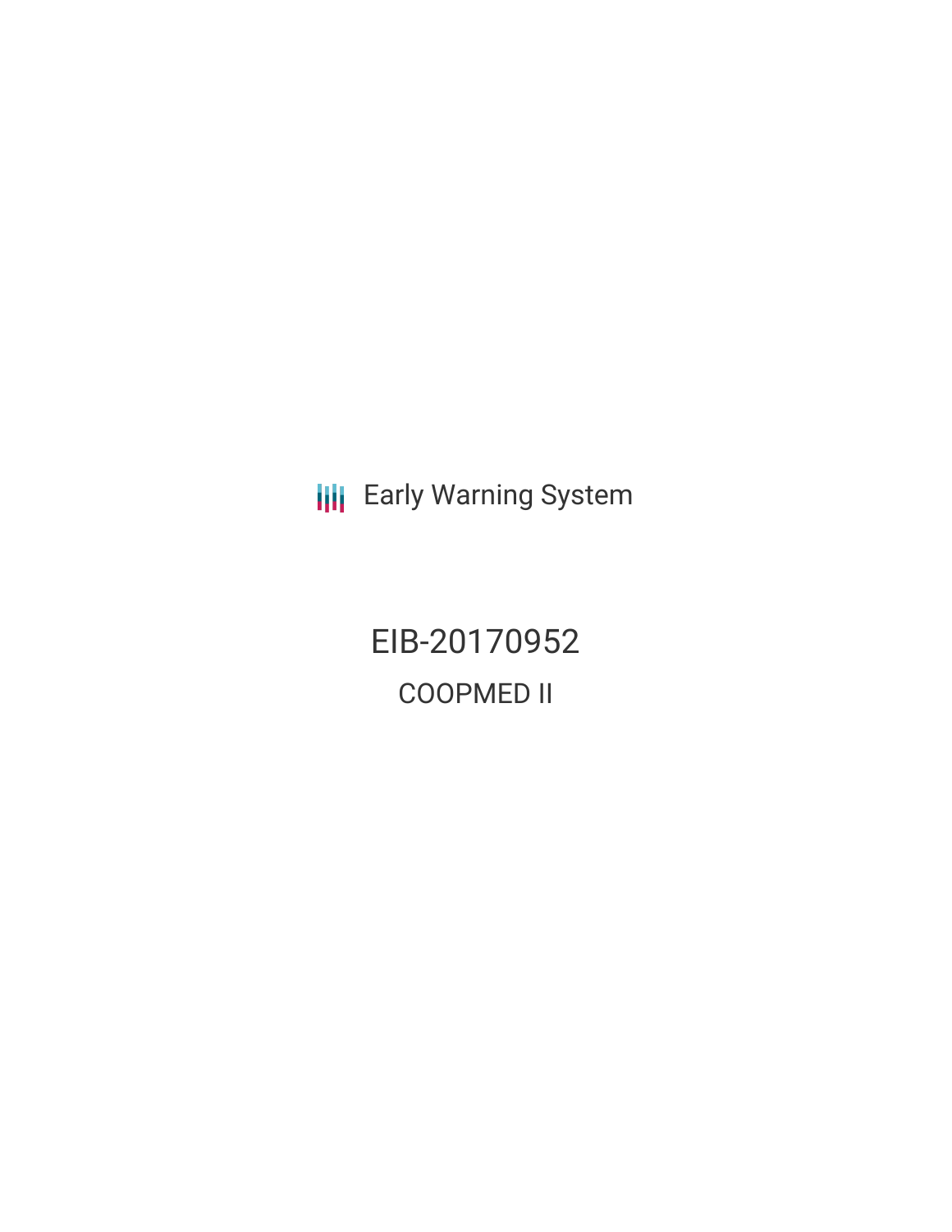Early Warning System

# EIB-20170952

## COOPMED II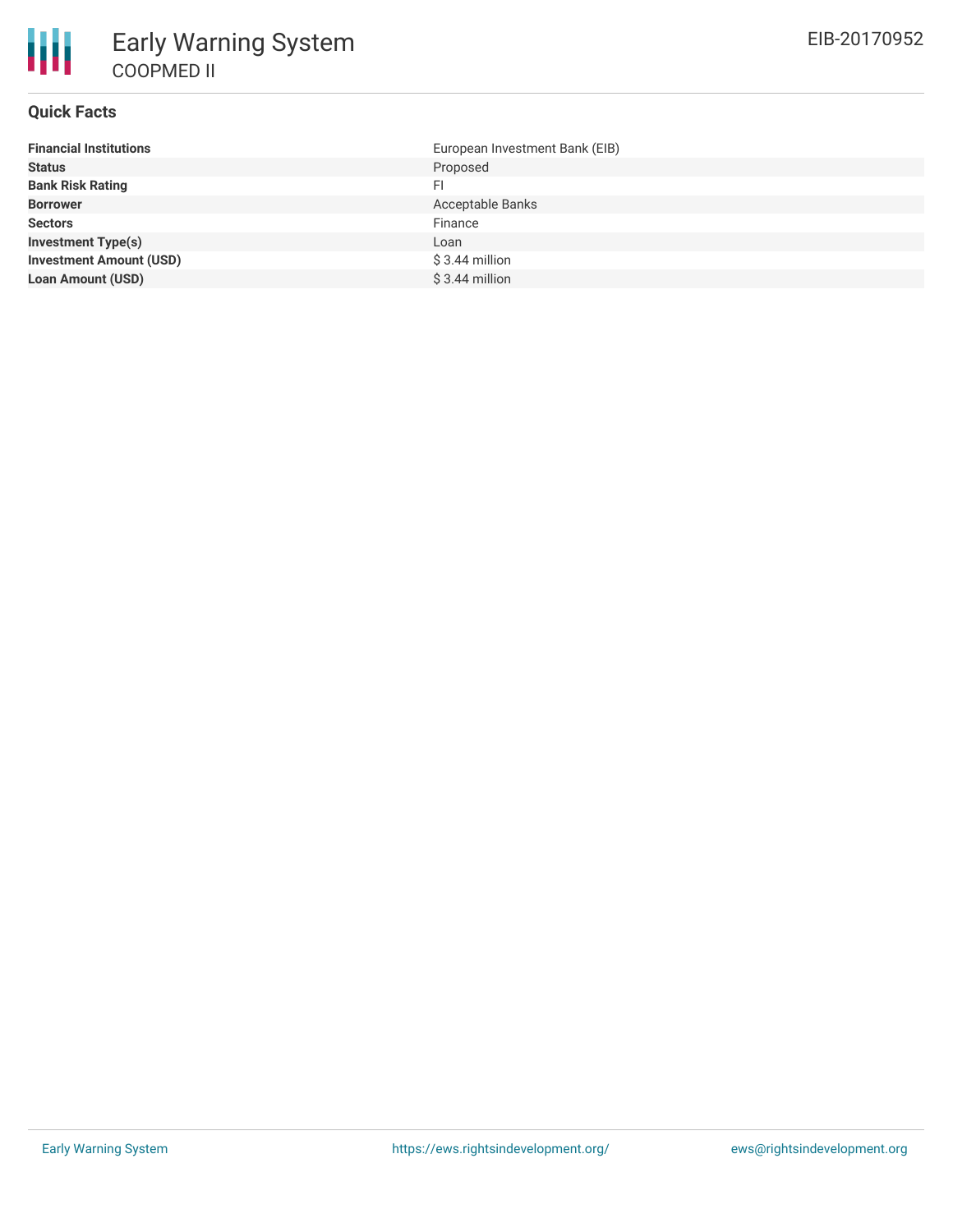# Early Warning System

## COOPMED II

EIB-20170952

### Quick Facts

| | |
|---|---|
| **Financial Institutions** | European Investment Bank (EIB) |
| **Status** | Proposed |
| **Bank Risk Rating** | FI |
| **Borrower** | Acceptable Banks |
| **Sectors** | Finance |
| **Investment Type(s)** | Loan |
| **Investment Amount (USD)** | $ 3.44 million |
| **Loan Amount (USD)** | $ 3.44 million |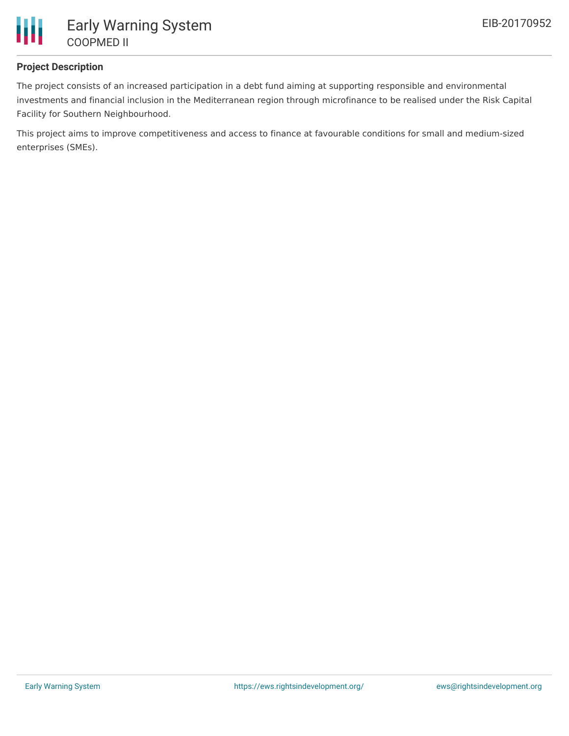## Project Description

The project consists of an increased participation in a debt fund aiming at supporting responsible and environmental investments and financial inclusion in the Mediterranean region through microfinance to be realised under the Risk Capital Facility for Southern Neighbourhood.

This project aims to improve competitiveness and access to finance at favourable conditions for small and medium-sized enterprises (SMEs).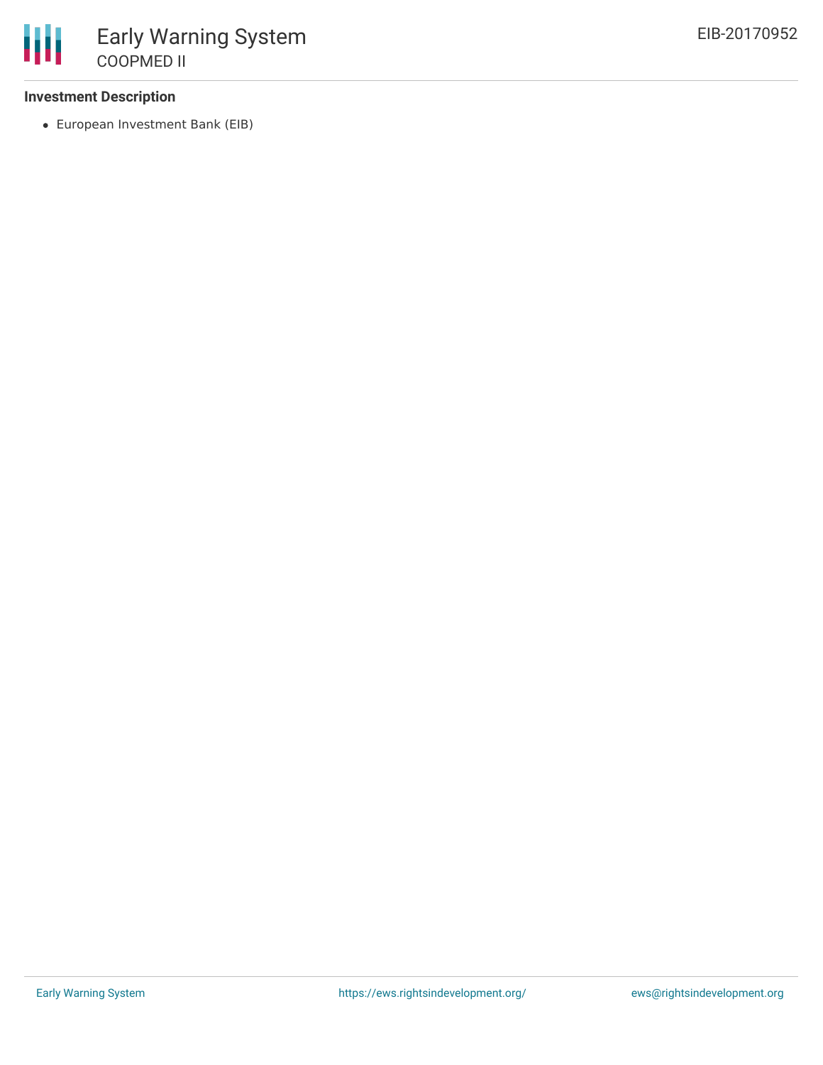### Investment Description

- European Investment Bank (EIB)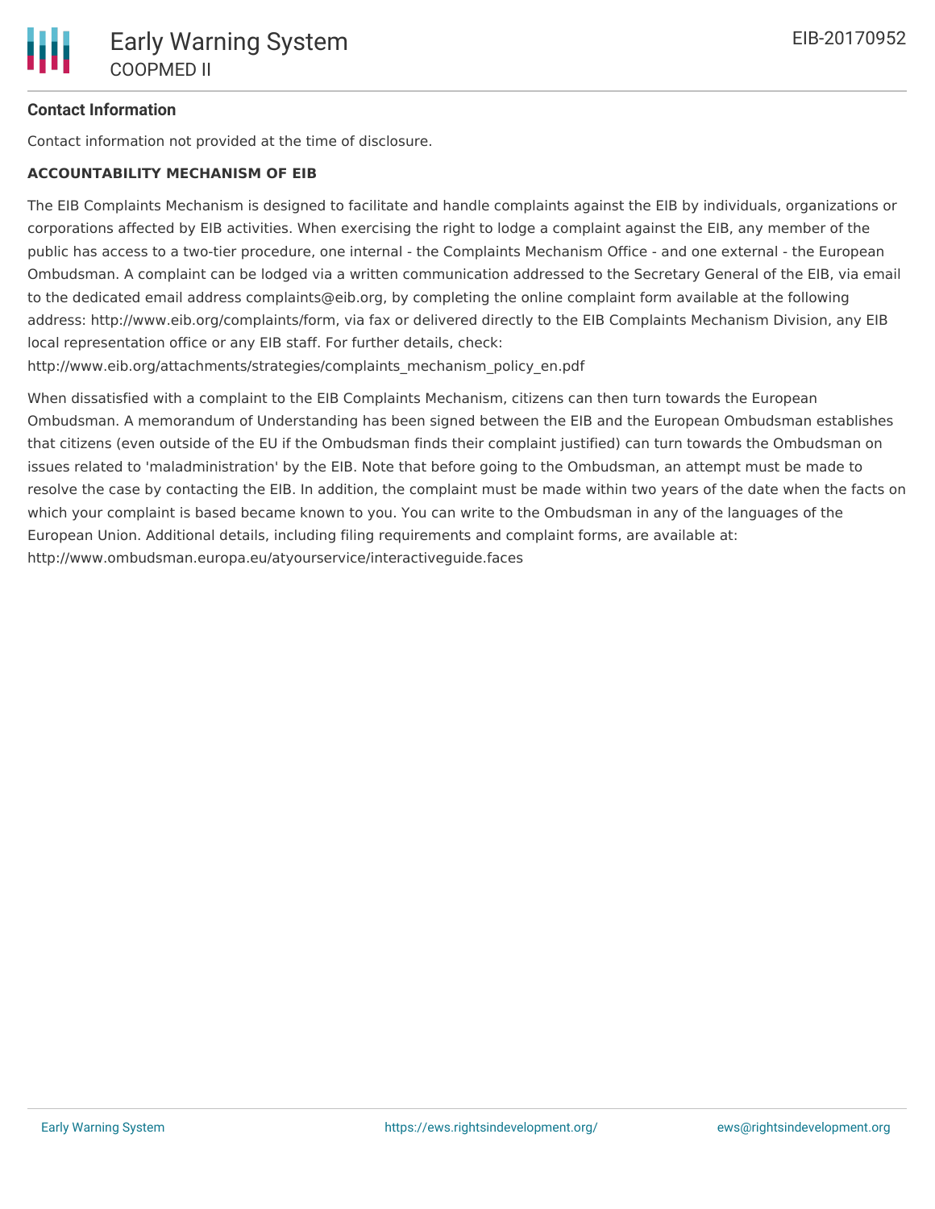## Contact Information

Contact information not provided at the time of disclosure.

### ACCOUNTABILITY MECHANISM OF EIB

The EIB Complaints Mechanism is designed to facilitate and handle complaints against the EIB by individuals, organizations or corporations affected by EIB activities. When exercising the right to lodge a complaint against the EIB, any member of the public has access to a two-tier procedure, one internal - the Complaints Mechanism Office - and one external - the European Ombudsman. A complaint can be lodged via a written communication addressed to the Secretary General of the EIB, via email to the dedicated email address complaints@eib.org, by completing the online complaint form available at the following address: http://www.eib.org/complaints/form, via fax or delivered directly to the EIB Complaints Mechanism Division, any EIB local representation office or any EIB staff. For further details, check: http://www.eib.org/attachments/strategies/complaints_mechanism_policy_en.pdf

When dissatisfied with a complaint to the EIB Complaints Mechanism, citizens can then turn towards the European Ombudsman. A memorandum of Understanding has been signed between the EIB and the European Ombudsman establishes that citizens (even outside of the EU if the Ombudsman finds their complaint justified) can turn towards the Ombudsman on issues related to 'maladministration' by the EIB. Note that before going to the Ombudsman, an attempt must be made to resolve the case by contacting the EIB. In addition, the complaint must be made within two years of the date when the facts on which your complaint is based became known to you. You can write to the Ombudsman in any of the languages of the European Union. Additional details, including filing requirements and complaint forms, are available at: http://www.ombudsman.europa.eu/atyourservice/interactiveguide.faces